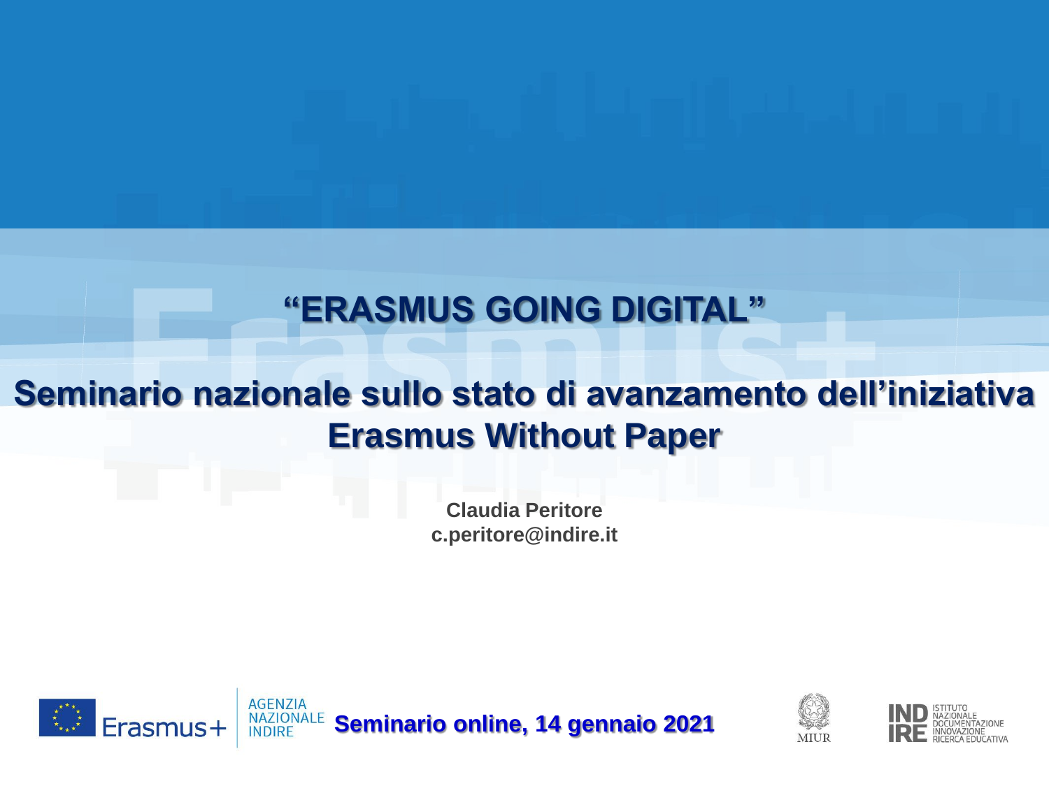# "ERASMUS GOING DIGITAL"

## Seminario nazionale sullo stato di avanzamento dell'iniziativa Erasmus Without Paper

**Claudia Peritore**
**c.peritore@indire.it**

Erasmus+ | AGENZIA NAZIONALE INDIRE

**Seminario online, 14 gennaio 2021**

MIUR

INDIRE — ISTITUTO NAZIONALE DOCUMENTAZIONE INNOVAZIONE RICERCA EDUCATIVA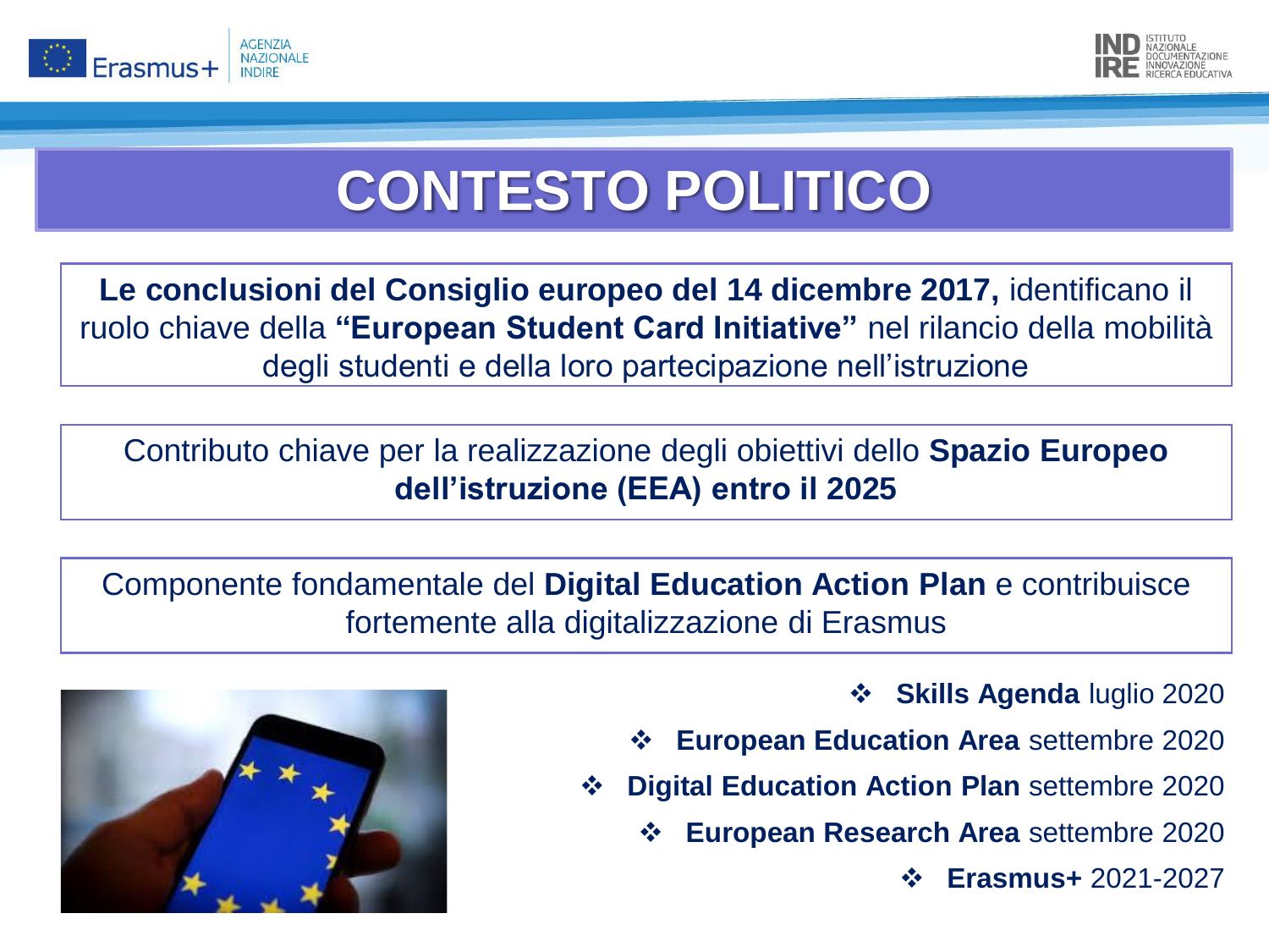# CONTESTO POLITICO

**Le conclusioni del Consiglio europeo del 14 dicembre 2017,** identificano il ruolo chiave della **"European Student Card Initiative"** nel rilancio della mobilità degli studenti e della loro partecipazione nell'istruzione

Contributo chiave per la realizzazione degli obiettivi dello **Spazio Europeo dell'istruzione (EEA) entro il 2025**

Componente fondamentale del **Digital Education Action Plan** e contribuisce fortemente alla digitalizzazione di Erasmus

- **Skills Agenda** luglio 2020
- **European Education Area** settembre 2020
- **Digital Education Action Plan** settembre 2020
- **European Research Area** settembre 2020
- **Erasmus+** 2021-2027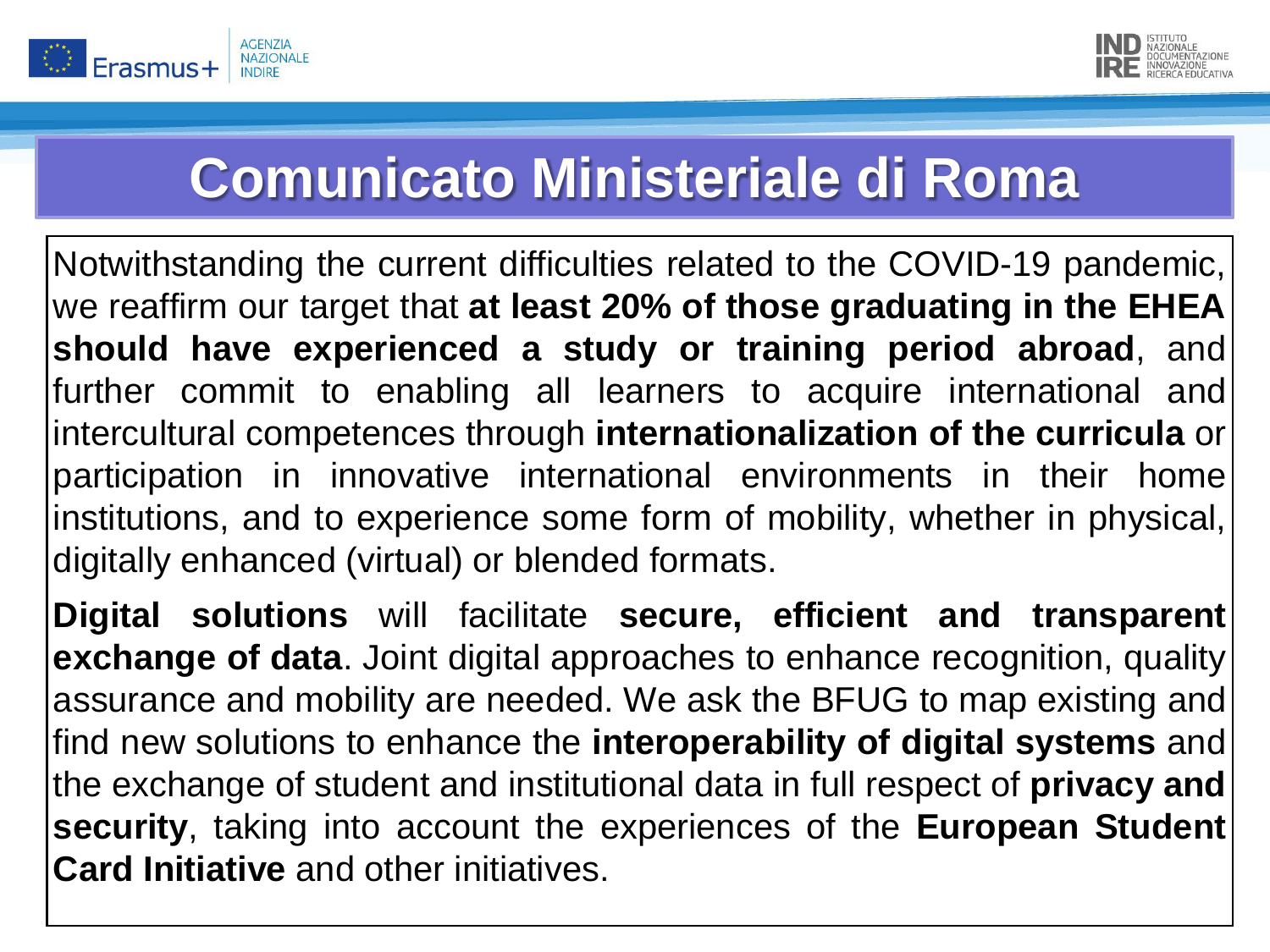# Comunicato Ministeriale di Roma

Notwithstanding the current difficulties related to the COVID-19 pandemic, we reaffirm our target that **at least 20% of those graduating in the EHEA should have experienced a study or training period abroad**, and further commit to enabling all learners to acquire international and intercultural competences through **internationalization of the curricula** or participation in innovative international environments in their home institutions, and to experience some form of mobility, whether in physical, digitally enhanced (virtual) or blended formats.

**Digital solutions** will facilitate **secure, efficient and transparent exchange of data**. Joint digital approaches to enhance recognition, quality assurance and mobility are needed. We ask the BFUG to map existing and find new solutions to enhance the **interoperability of digital systems** and the exchange of student and institutional data in full respect of **privacy and security**, taking into account the experiences of the **European Student Card Initiative** and other initiatives.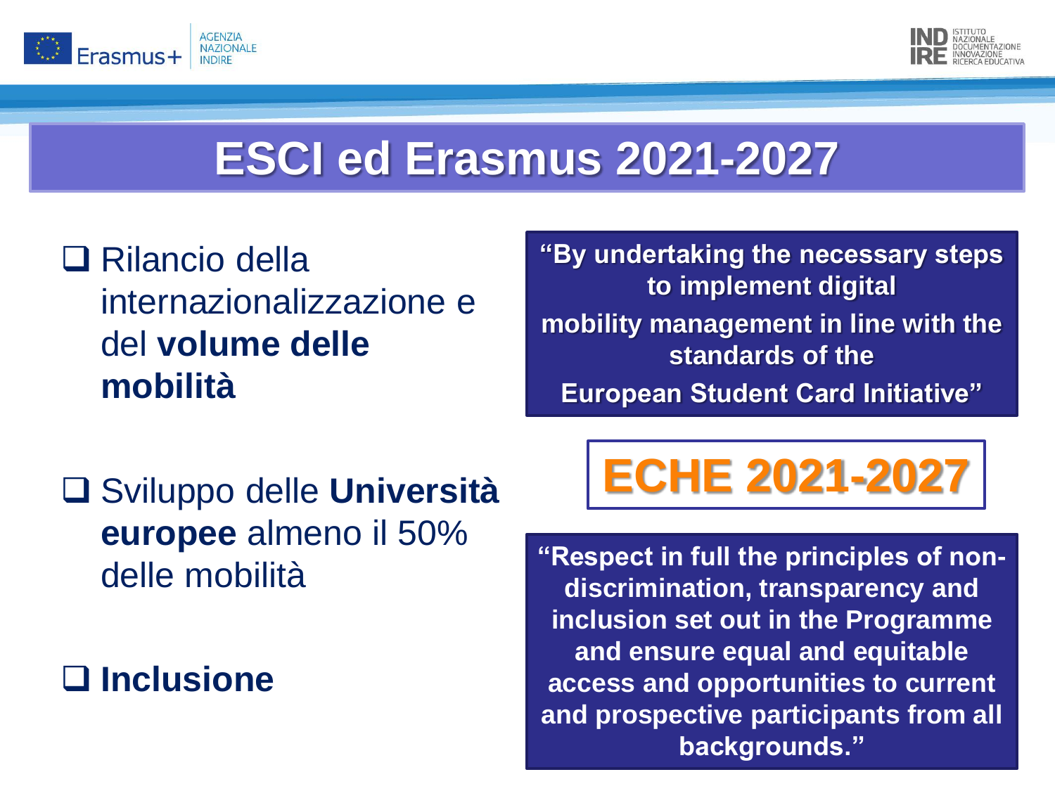# ESCI ed Erasmus 2021-2027

- Rilancio della internazionalizzazione e del **volume delle mobilità**

**"By undertaking the necessary steps to implement digital mobility management in line with the standards of the European Student Card Initiative"**

- Sviluppo delle **Università europee** almeno il 50% delle mobilità

## ECHE 2021-2027

- **Inclusione**

**"Respect in full the principles of non-discrimination, transparency and inclusion set out in the Programme and ensure equal and equitable access and opportunities to current and prospective participants from all backgrounds."**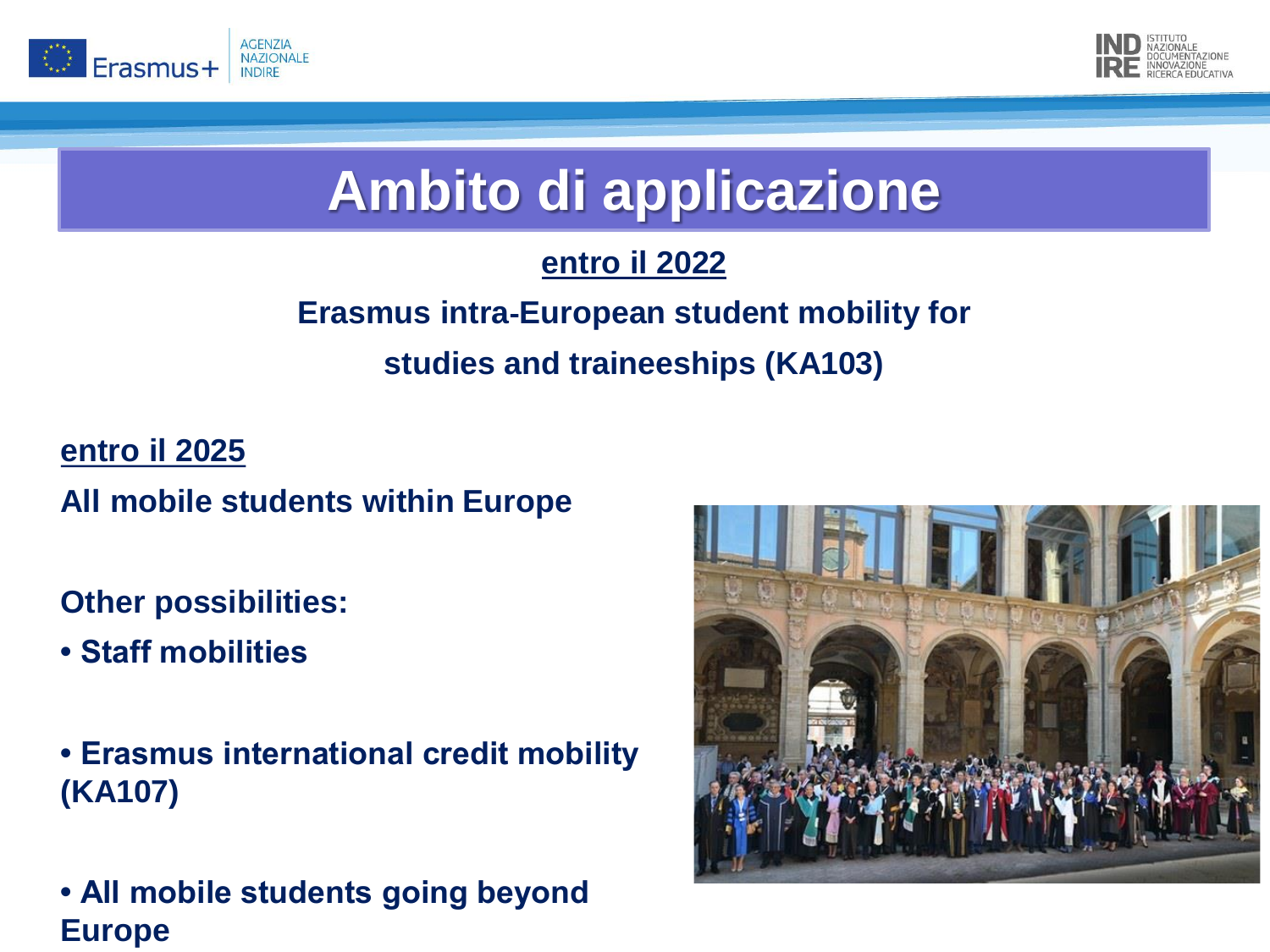# Ambito di applicazione

**entro il 2022**

**Erasmus intra-European student mobility for studies and traineeships (KA103)**

**entro il 2025**

**All mobile students within Europe**

**Other possibilities:**

- **Staff mobilities**
- **Erasmus international credit mobility (KA107)**
- **All mobile students going beyond Europe**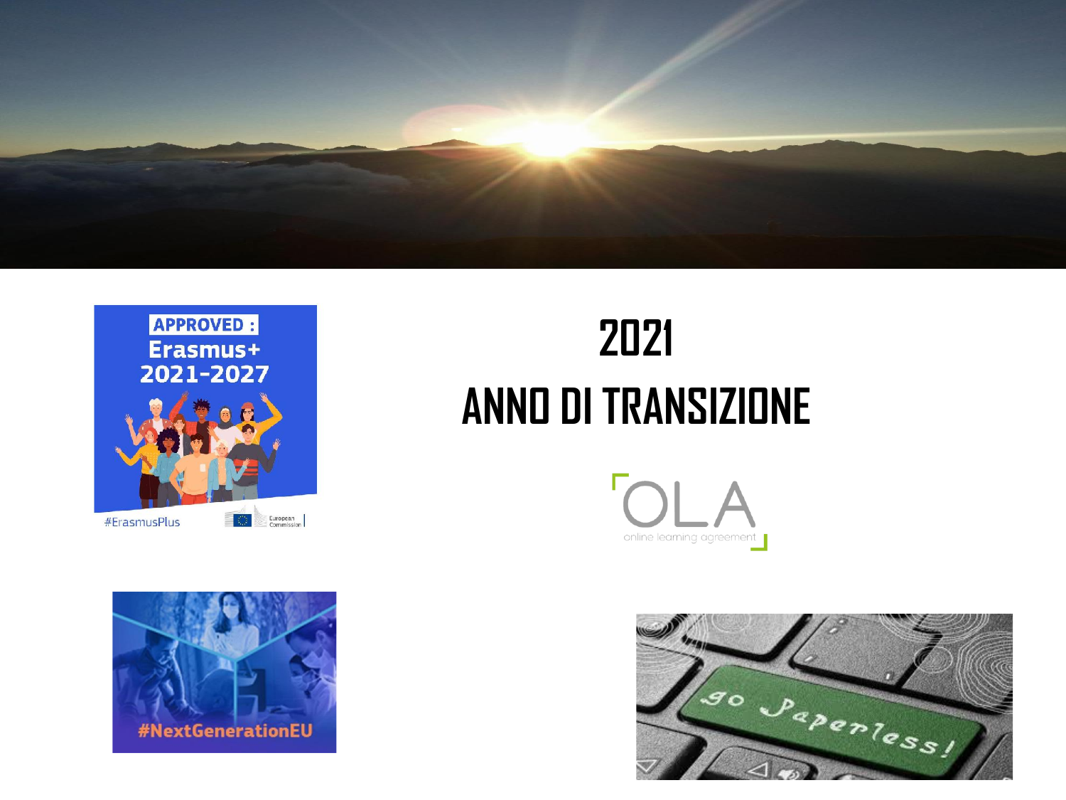# 2021

# ANNO DI TRANSIZIONE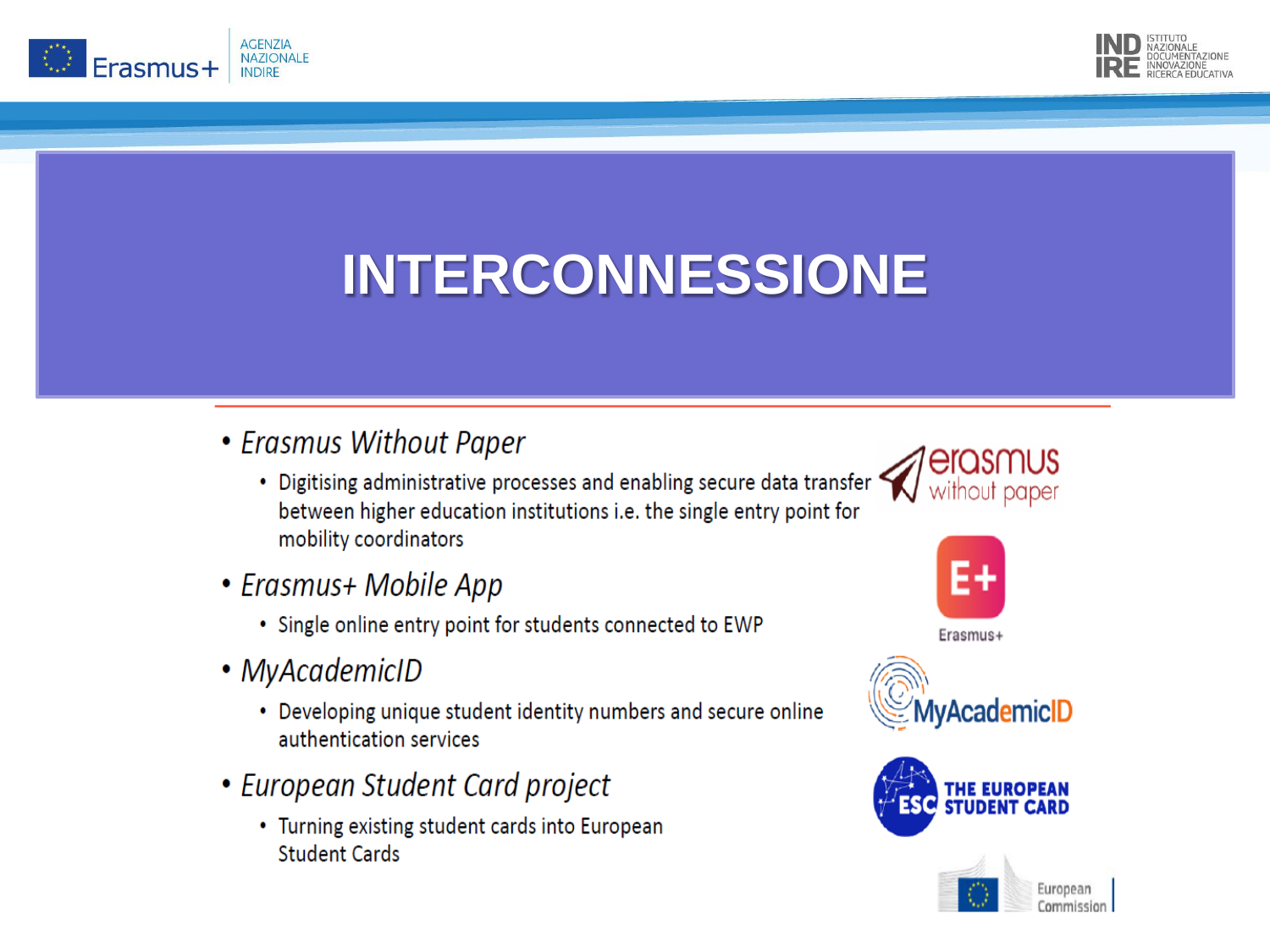# INTERCONNESSIONE

- *Erasmus Without Paper*
  - Digitising administrative processes and enabling secure data transfer between higher education institutions i.e. the single entry point for mobility coordinators
- *Erasmus+ Mobile App*
  - Single online entry point for students connected to EWP
- *MyAcademicID*
  - Developing unique student identity numbers and secure online authentication services
- *European Student Card project*
  - Turning existing student cards into European Student Cards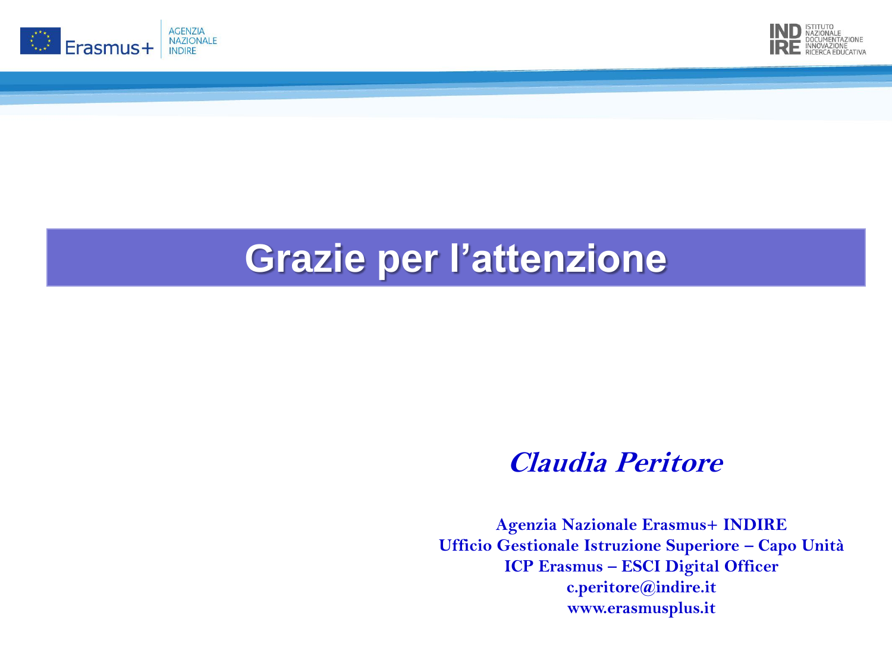# Grazie per l'attenzione

***Claudia Peritore***

**Agenzia Nazionale Erasmus+ INDIRE**
**Ufficio Gestionale Istruzione Superiore – Capo Unità**
**ICP Erasmus – ESCI Digital Officer**
**c.peritore@indire.it**
**www.erasmusplus.it**